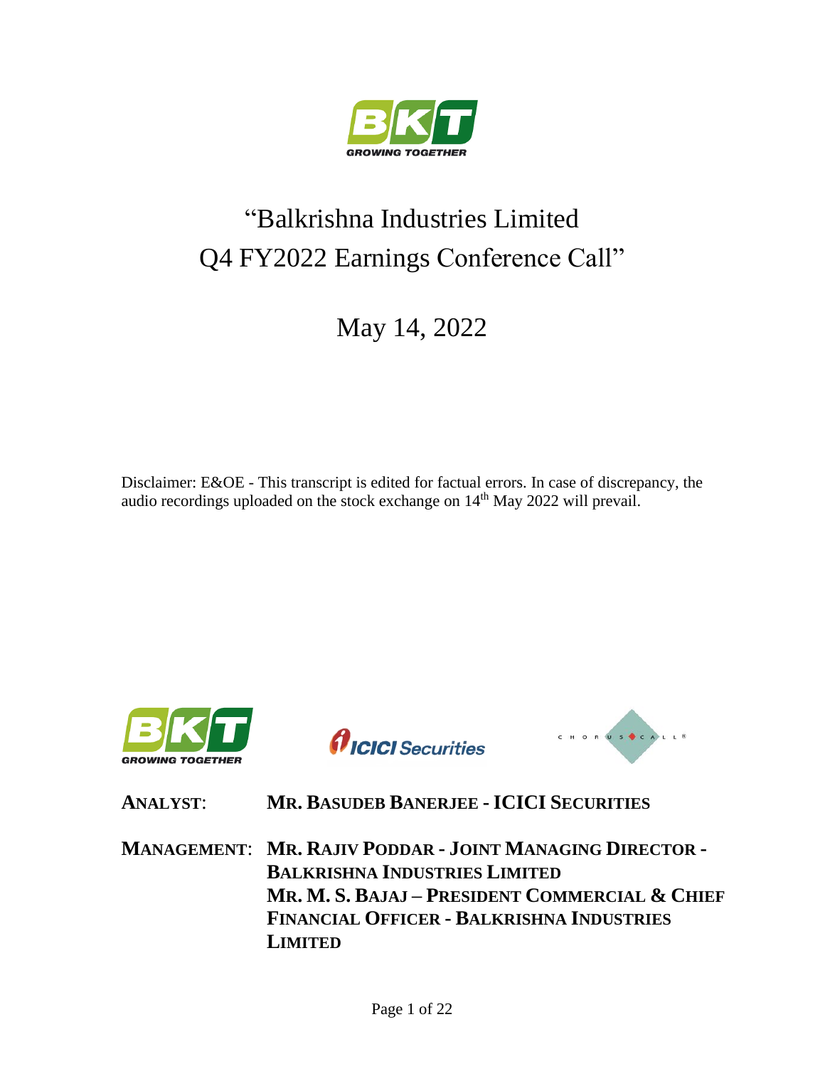# "Balkrishna Industries Limited Q4 FY2022 Earnings Conference Call"

## May 14, 2022

Disclaimer: E&OE - This transcript is edited for factual errors. In case of discrepancy, the audio recordings uploaded on the stock exchange on 14th May 2022 will prevail.

**ANALYST:** **MR. BASUDEB BANERJEE - ICICI SECURITIES**

**MANAGEMENT:** **MR. RAJIV PODDAR - JOINT MANAGING DIRECTOR - BALKRISHNA INDUSTRIES LIMITED**
**MR. M. S. BAJAJ – PRESIDENT COMMERCIAL & CHIEF FINANCIAL OFFICER - BALKRISHNA INDUSTRIES LIMITED**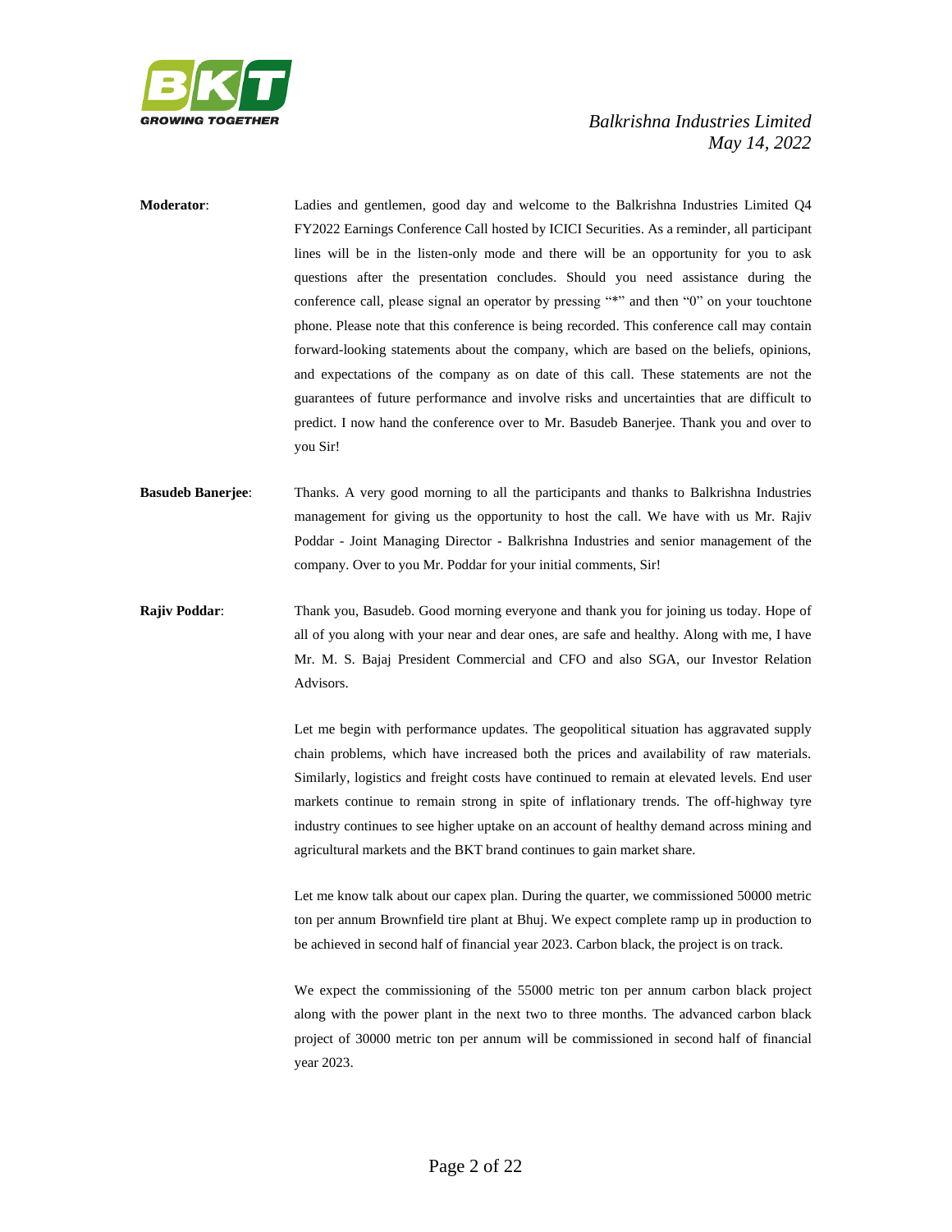**Moderator**: Ladies and gentlemen, good day and welcome to the Balkrishna Industries Limited Q4 FY2022 Earnings Conference Call hosted by ICICI Securities. As a reminder, all participant lines will be in the listen-only mode and there will be an opportunity for you to ask questions after the presentation concludes. Should you need assistance during the conference call, please signal an operator by pressing "*" and then "0" on your touchtone phone. Please note that this conference is being recorded. This conference call may contain forward-looking statements about the company, which are based on the beliefs, opinions, and expectations of the company as on date of this call. These statements are not the guarantees of future performance and involve risks and uncertainties that are difficult to predict. I now hand the conference over to Mr. Basudeb Banerjee. Thank you and over to you Sir!

**Basudeb Banerjee**: Thanks. A very good morning to all the participants and thanks to Balkrishna Industries management for giving us the opportunity to host the call. We have with us Mr. Rajiv Poddar - Joint Managing Director - Balkrishna Industries and senior management of the company. Over to you Mr. Poddar for your initial comments, Sir!

**Rajiv Poddar**: Thank you, Basudeb. Good morning everyone and thank you for joining us today. Hope of all of you along with your near and dear ones, are safe and healthy. Along with me, I have Mr. M. S. Bajaj President Commercial and CFO and also SGA, our Investor Relation Advisors.

Let me begin with performance updates. The geopolitical situation has aggravated supply chain problems, which have increased both the prices and availability of raw materials. Similarly, logistics and freight costs have continued to remain at elevated levels. End user markets continue to remain strong in spite of inflationary trends. The off-highway tyre industry continues to see higher uptake on an account of healthy demand across mining and agricultural markets and the BKT brand continues to gain market share.

Let me know talk about our capex plan. During the quarter, we commissioned 50000 metric ton per annum Brownfield tire plant at Bhuj. We expect complete ramp up in production to be achieved in second half of financial year 2023. Carbon black, the project is on track.

We expect the commissioning of the 55000 metric ton per annum carbon black project along with the power plant in the next two to three months. The advanced carbon black project of 30000 metric ton per annum will be commissioned in second half of financial year 2023.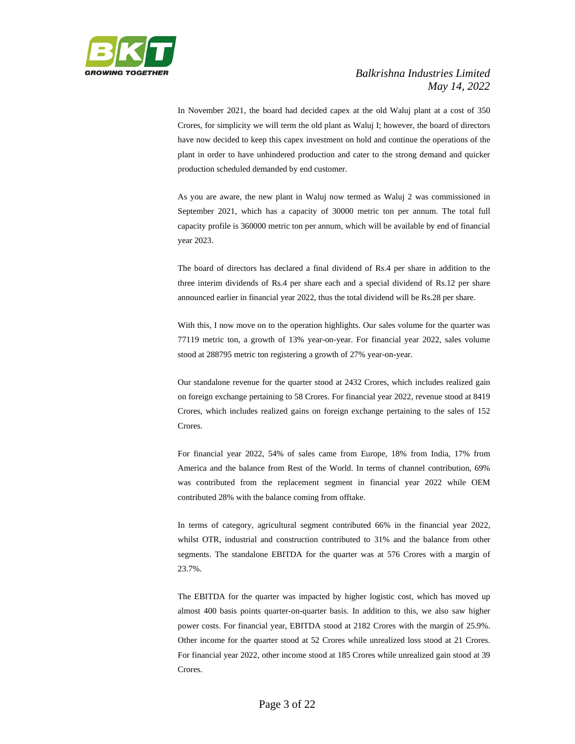In November 2021, the board had decided capex at the old Waluj plant at a cost of 350 Crores, for simplicity we will term the old plant as Waluj I; however, the board of directors have now decided to keep this capex investment on hold and continue the operations of the plant in order to have unhindered production and cater to the strong demand and quicker production scheduled demanded by end customer.

As you are aware, the new plant in Waluj now termed as Waluj 2 was commissioned in September 2021, which has a capacity of 30000 metric ton per annum. The total full capacity profile is 360000 metric ton per annum, which will be available by end of financial year 2023.

The board of directors has declared a final dividend of Rs.4 per share in addition to the three interim dividends of Rs.4 per share each and a special dividend of Rs.12 per share announced earlier in financial year 2022, thus the total dividend will be Rs.28 per share.

With this, I now move on to the operation highlights. Our sales volume for the quarter was 77119 metric ton, a growth of 13% year-on-year. For financial year 2022, sales volume stood at 288795 metric ton registering a growth of 27% year-on-year.

Our standalone revenue for the quarter stood at 2432 Crores, which includes realized gain on foreign exchange pertaining to 58 Crores. For financial year 2022, revenue stood at 8419 Crores, which includes realized gains on foreign exchange pertaining to the sales of 152 Crores.

For financial year 2022, 54% of sales came from Europe, 18% from India, 17% from America and the balance from Rest of the World. In terms of channel contribution, 69% was contributed from the replacement segment in financial year 2022 while OEM contributed 28% with the balance coming from offtake.

In terms of category, agricultural segment contributed 66% in the financial year 2022, whilst OTR, industrial and construction contributed to 31% and the balance from other segments. The standalone EBITDA for the quarter was at 576 Crores with a margin of 23.7%.

The EBITDA for the quarter was impacted by higher logistic cost, which has moved up almost 400 basis points quarter-on-quarter basis. In addition to this, we also saw higher power costs. For financial year, EBITDA stood at 2182 Crores with the margin of 25.9%. Other income for the quarter stood at 52 Crores while unrealized loss stood at 21 Crores. For financial year 2022, other income stood at 185 Crores while unrealized gain stood at 39 Crores.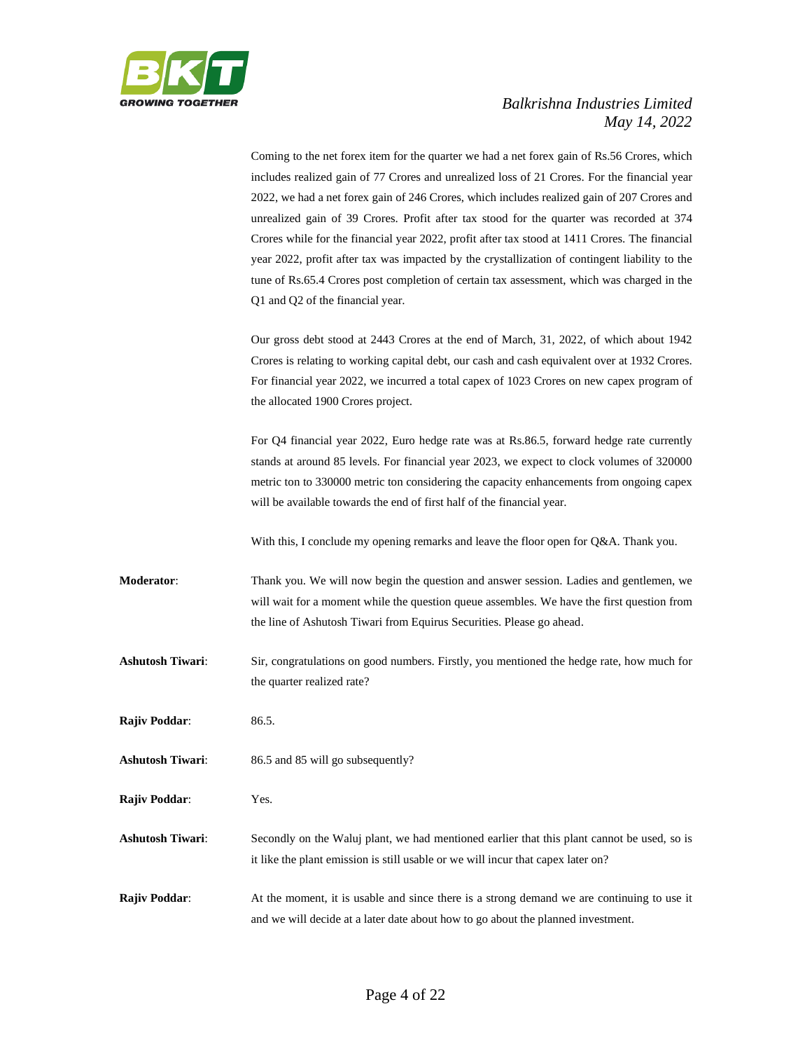Coming to the net forex item for the quarter we had a net forex gain of Rs.56 Crores, which includes realized gain of 77 Crores and unrealized loss of 21 Crores. For the financial year 2022, we had a net forex gain of 246 Crores, which includes realized gain of 207 Crores and unrealized gain of 39 Crores. Profit after tax stood for the quarter was recorded at 374 Crores while for the financial year 2022, profit after tax stood at 1411 Crores. The financial year 2022, profit after tax was impacted by the crystallization of contingent liability to the tune of Rs.65.4 Crores post completion of certain tax assessment, which was charged in the Q1 and Q2 of the financial year.

Our gross debt stood at 2443 Crores at the end of March, 31, 2022, of which about 1942 Crores is relating to working capital debt, our cash and cash equivalent over at 1932 Crores. For financial year 2022, we incurred a total capex of 1023 Crores on new capex program of the allocated 1900 Crores project.

For Q4 financial year 2022, Euro hedge rate was at Rs.86.5, forward hedge rate currently stands at around 85 levels. For financial year 2023, we expect to clock volumes of 320000 metric ton to 330000 metric ton considering the capacity enhancements from ongoing capex will be available towards the end of first half of the financial year.

With this, I conclude my opening remarks and leave the floor open for Q&A. Thank you.

**Moderator**: Thank you. We will now begin the question and answer session. Ladies and gentlemen, we will wait for a moment while the question queue assembles. We have the first question from the line of Ashutosh Tiwari from Equirus Securities. Please go ahead.

**Ashutosh Tiwari**: Sir, congratulations on good numbers. Firstly, you mentioned the hedge rate, how much for the quarter realized rate?

**Rajiv Poddar**: 86.5.

**Ashutosh Tiwari**: 86.5 and 85 will go subsequently?

**Rajiv Poddar**: Yes.

**Ashutosh Tiwari**: Secondly on the Waluj plant, we had mentioned earlier that this plant cannot be used, so is it like the plant emission is still usable or we will incur that capex later on?

**Rajiv Poddar**: At the moment, it is usable and since there is a strong demand we are continuing to use it and we will decide at a later date about how to go about the planned investment.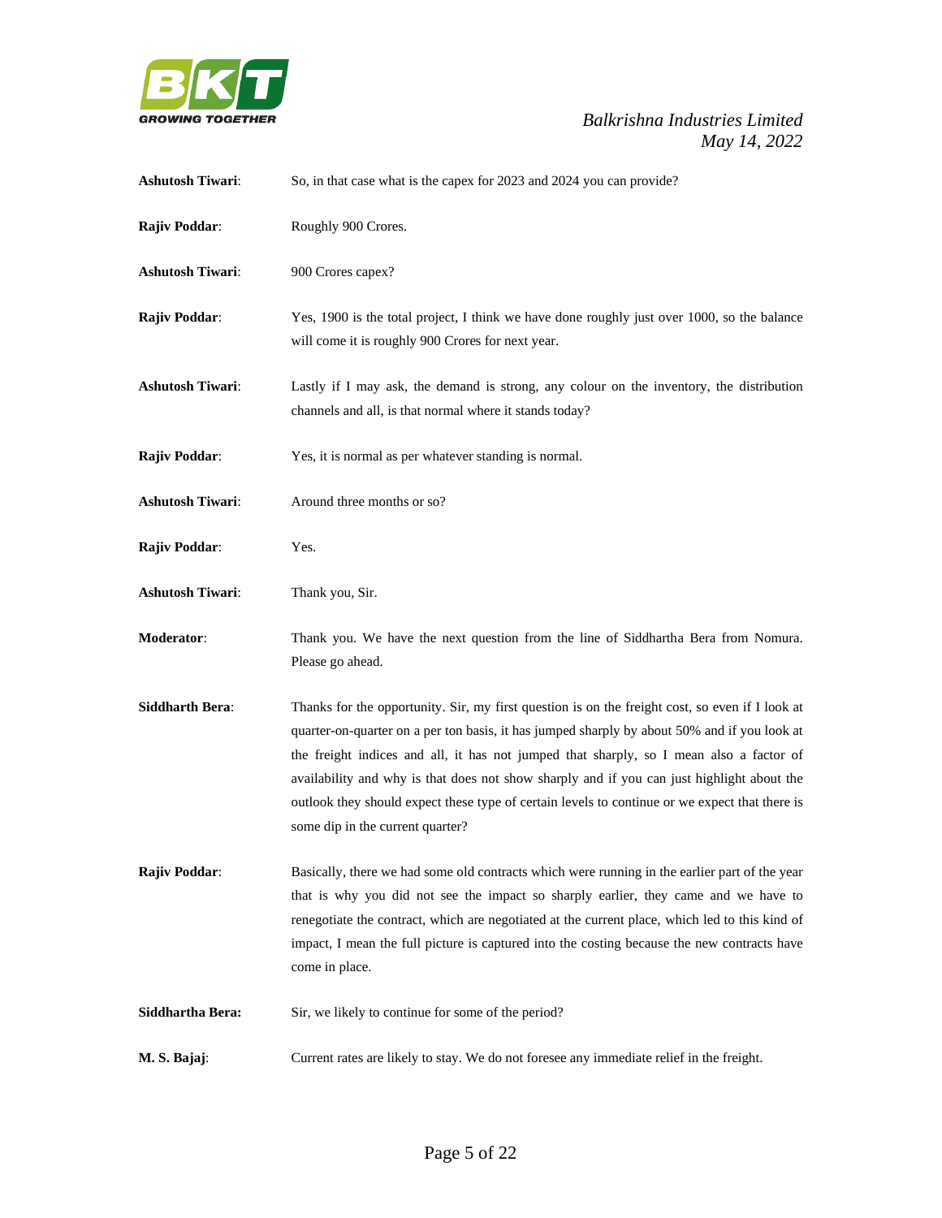**Ashutosh Tiwari**: So, in that case what is the capex for 2023 and 2024 you can provide?

**Rajiv Poddar**: Roughly 900 Crores.

**Ashutosh Tiwari**: 900 Crores capex?

**Rajiv Poddar**: Yes, 1900 is the total project, I think we have done roughly just over 1000, so the balance will come it is roughly 900 Crores for next year.

**Ashutosh Tiwari**: Lastly if I may ask, the demand is strong, any colour on the inventory, the distribution channels and all, is that normal where it stands today?

**Rajiv Poddar**: Yes, it is normal as per whatever standing is normal.

**Ashutosh Tiwari**: Around three months or so?

**Rajiv Poddar**: Yes.

**Ashutosh Tiwari**: Thank you, Sir.

**Moderator**: Thank you. We have the next question from the line of Siddhartha Bera from Nomura. Please go ahead.

**Siddharth Bera**: Thanks for the opportunity. Sir, my first question is on the freight cost, so even if I look at quarter-on-quarter on a per ton basis, it has jumped sharply by about 50% and if you look at the freight indices and all, it has not jumped that sharply, so I mean also a factor of availability and why is that does not show sharply and if you can just highlight about the outlook they should expect these type of certain levels to continue or we expect that there is some dip in the current quarter?

**Rajiv Poddar**: Basically, there we had some old contracts which were running in the earlier part of the year that is why you did not see the impact so sharply earlier, they came and we have to renegotiate the contract, which are negotiated at the current place, which led to this kind of impact, I mean the full picture is captured into the costing because the new contracts have come in place.

**Siddhartha Bera:** Sir, we likely to continue for some of the period?

**M. S. Bajaj**: Current rates are likely to stay. We do not foresee any immediate relief in the freight.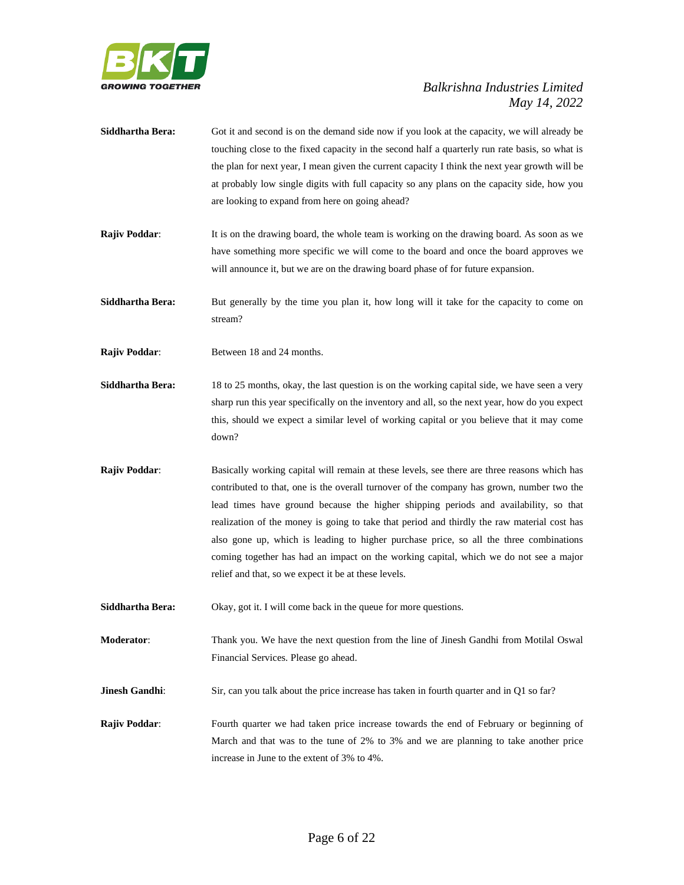**Siddhartha Bera:** Got it and second is on the demand side now if you look at the capacity, we will already be touching close to the fixed capacity in the second half a quarterly run rate basis, so what is the plan for next year, I mean given the current capacity I think the next year growth will be at probably low single digits with full capacity so any plans on the capacity side, how you are looking to expand from here on going ahead?

**Rajiv Poddar**: It is on the drawing board, the whole team is working on the drawing board. As soon as we have something more specific we will come to the board and once the board approves we will announce it, but we are on the drawing board phase of for future expansion.

**Siddhartha Bera:** But generally by the time you plan it, how long will it take for the capacity to come on stream?

**Rajiv Poddar**: Between 18 and 24 months.

**Siddhartha Bera:** 18 to 25 months, okay, the last question is on the working capital side, we have seen a very sharp run this year specifically on the inventory and all, so the next year, how do you expect this, should we expect a similar level of working capital or you believe that it may come down?

**Rajiv Poddar**: Basically working capital will remain at these levels, see there are three reasons which has contributed to that, one is the overall turnover of the company has grown, number two the lead times have ground because the higher shipping periods and availability, so that realization of the money is going to take that period and thirdly the raw material cost has also gone up, which is leading to higher purchase price, so all the three combinations coming together has had an impact on the working capital, which we do not see a major relief and that, so we expect it be at these levels.

**Siddhartha Bera:** Okay, got it. I will come back in the queue for more questions.

**Moderator**: Thank you. We have the next question from the line of Jinesh Gandhi from Motilal Oswal Financial Services. Please go ahead.

**Jinesh Gandhi**: Sir, can you talk about the price increase has taken in fourth quarter and in Q1 so far?

**Rajiv Poddar**: Fourth quarter we had taken price increase towards the end of February or beginning of March and that was to the tune of 2% to 3% and we are planning to take another price increase in June to the extent of 3% to 4%.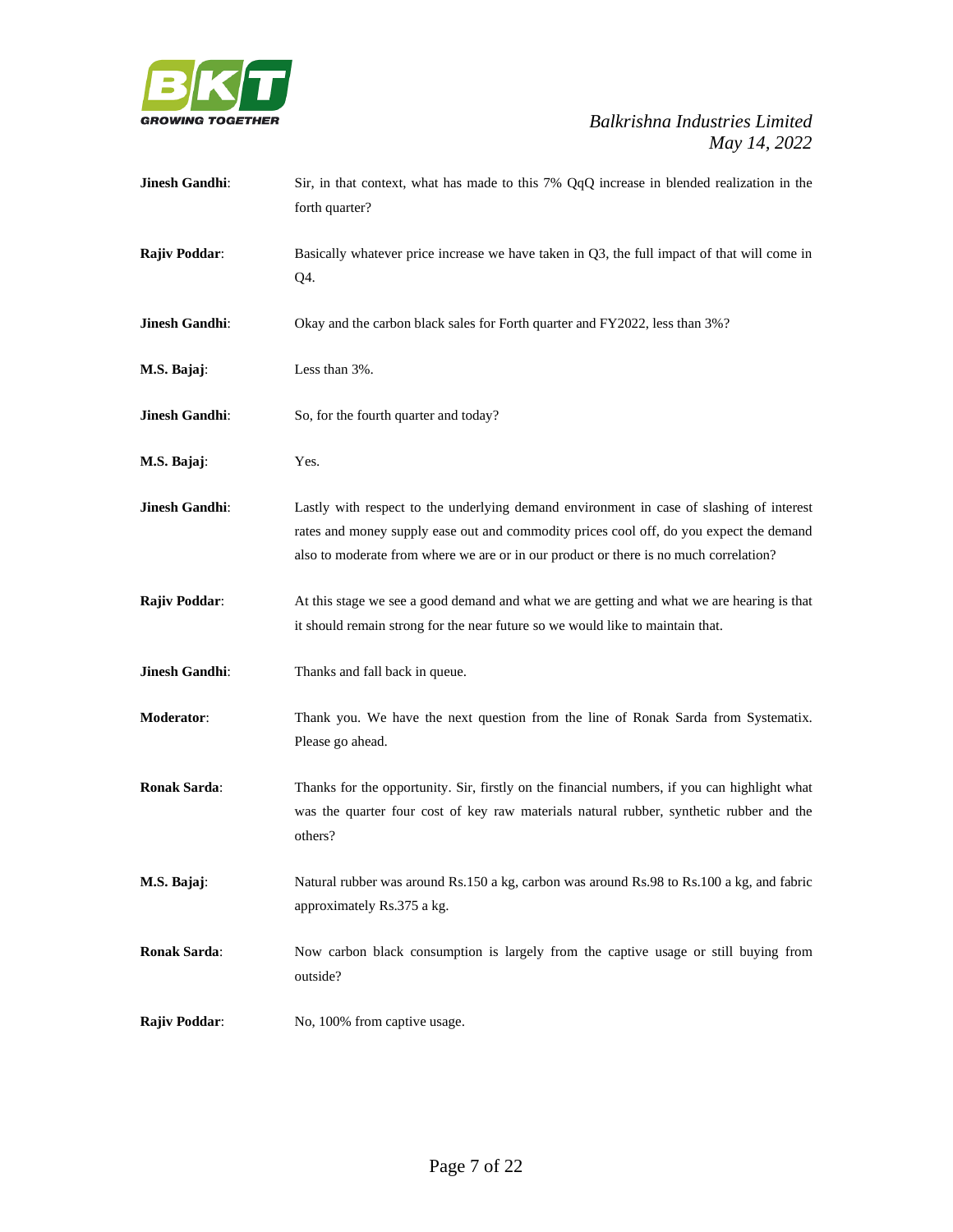**Jinesh Gandhi**: Sir, in that context, what has made to this 7% QqQ increase in blended realization in the forth quarter?

**Rajiv Poddar**: Basically whatever price increase we have taken in Q3, the full impact of that will come in Q4.

**Jinesh Gandhi**: Okay and the carbon black sales for Forth quarter and FY2022, less than 3%?

**M.S. Bajaj**: Less than 3%.

**Jinesh Gandhi**: So, for the fourth quarter and today?

**M.S. Bajaj**: Yes.

**Jinesh Gandhi**: Lastly with respect to the underlying demand environment in case of slashing of interest rates and money supply ease out and commodity prices cool off, do you expect the demand also to moderate from where we are or in our product or there is no much correlation?

**Rajiv Poddar**: At this stage we see a good demand and what we are getting and what we are hearing is that it should remain strong for the near future so we would like to maintain that.

**Jinesh Gandhi**: Thanks and fall back in queue.

**Moderator**: Thank you. We have the next question from the line of Ronak Sarda from Systematix. Please go ahead.

**Ronak Sarda**: Thanks for the opportunity. Sir, firstly on the financial numbers, if you can highlight what was the quarter four cost of key raw materials natural rubber, synthetic rubber and the others?

**M.S. Bajaj**: Natural rubber was around Rs.150 a kg, carbon was around Rs.98 to Rs.100 a kg, and fabric approximately Rs.375 a kg.

**Ronak Sarda**: Now carbon black consumption is largely from the captive usage or still buying from outside?

**Rajiv Poddar**: No, 100% from captive usage.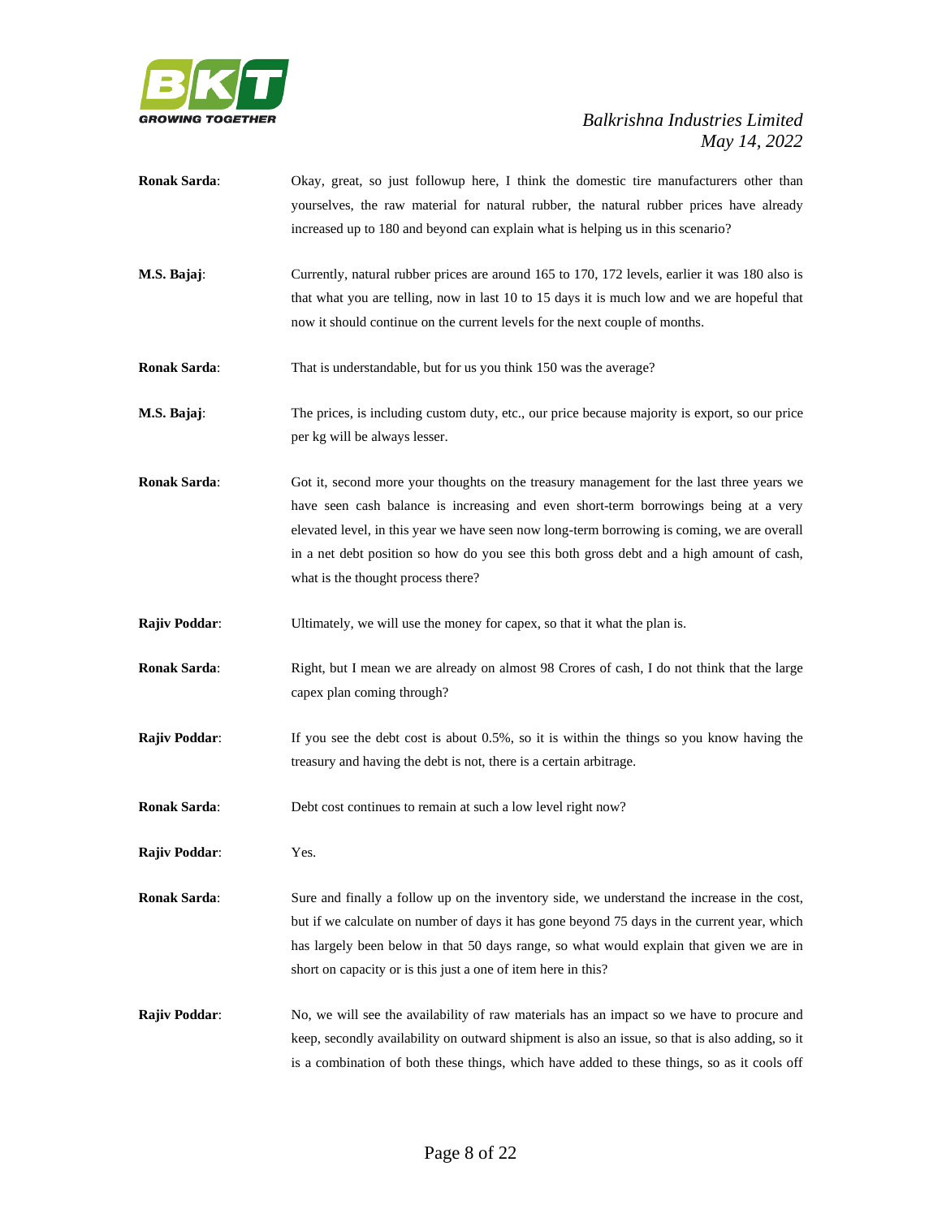**Ronak Sarda**: Okay, great, so just followup here, I think the domestic tire manufacturers other than yourselves, the raw material for natural rubber, the natural rubber prices have already increased up to 180 and beyond can explain what is helping us in this scenario?

**M.S. Bajaj**: Currently, natural rubber prices are around 165 to 170, 172 levels, earlier it was 180 also is that what you are telling, now in last 10 to 15 days it is much low and we are hopeful that now it should continue on the current levels for the next couple of months.

**Ronak Sarda**: That is understandable, but for us you think 150 was the average?

**M.S. Bajaj**: The prices, is including custom duty, etc., our price because majority is export, so our price per kg will be always lesser.

**Ronak Sarda**: Got it, second more your thoughts on the treasury management for the last three years we have seen cash balance is increasing and even short-term borrowings being at a very elevated level, in this year we have seen now long-term borrowing is coming, we are overall in a net debt position so how do you see this both gross debt and a high amount of cash, what is the thought process there?

**Rajiv Poddar**: Ultimately, we will use the money for capex, so that it what the plan is.

**Ronak Sarda**: Right, but I mean we are already on almost 98 Crores of cash, I do not think that the large capex plan coming through?

**Rajiv Poddar**: If you see the debt cost is about 0.5%, so it is within the things so you know having the treasury and having the debt is not, there is a certain arbitrage.

**Ronak Sarda**: Debt cost continues to remain at such a low level right now?

**Rajiv Poddar**: Yes.

**Ronak Sarda**: Sure and finally a follow up on the inventory side, we understand the increase in the cost, but if we calculate on number of days it has gone beyond 75 days in the current year, which has largely been below in that 50 days range, so what would explain that given we are in short on capacity or is this just a one of item here in this?

**Rajiv Poddar**: No, we will see the availability of raw materials has an impact so we have to procure and keep, secondly availability on outward shipment is also an issue, so that is also adding, so it is a combination of both these things, which have added to these things, so as it cools off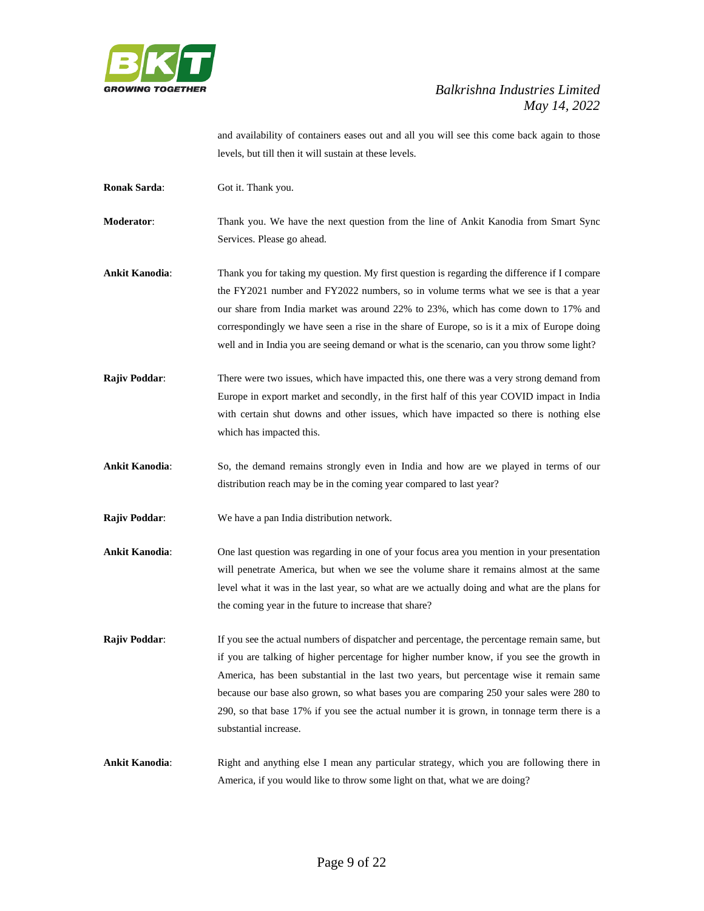and availability of containers eases out and all you will see this come back again to those levels, but till then it will sustain at these levels.

**Ronak Sarda**: Got it. Thank you.

**Moderator**: Thank you. We have the next question from the line of Ankit Kanodia from Smart Sync Services. Please go ahead.

**Ankit Kanodia**: Thank you for taking my question. My first question is regarding the difference if I compare the FY2021 number and FY2022 numbers, so in volume terms what we see is that a year our share from India market was around 22% to 23%, which has come down to 17% and correspondingly we have seen a rise in the share of Europe, so is it a mix of Europe doing well and in India you are seeing demand or what is the scenario, can you throw some light?

**Rajiv Poddar**: There were two issues, which have impacted this, one there was a very strong demand from Europe in export market and secondly, in the first half of this year COVID impact in India with certain shut downs and other issues, which have impacted so there is nothing else which has impacted this.

**Ankit Kanodia**: So, the demand remains strongly even in India and how are we played in terms of our distribution reach may be in the coming year compared to last year?

**Rajiv Poddar**: We have a pan India distribution network.

**Ankit Kanodia**: One last question was regarding in one of your focus area you mention in your presentation will penetrate America, but when we see the volume share it remains almost at the same level what it was in the last year, so what are we actually doing and what are the plans for the coming year in the future to increase that share?

**Rajiv Poddar**: If you see the actual numbers of dispatcher and percentage, the percentage remain same, but if you are talking of higher percentage for higher number know, if you see the growth in America, has been substantial in the last two years, but percentage wise it remain same because our base also grown, so what bases you are comparing 250 your sales were 280 to 290, so that base 17% if you see the actual number it is grown, in tonnage term there is a substantial increase.

**Ankit Kanodia**: Right and anything else I mean any particular strategy, which you are following there in America, if you would like to throw some light on that, what we are doing?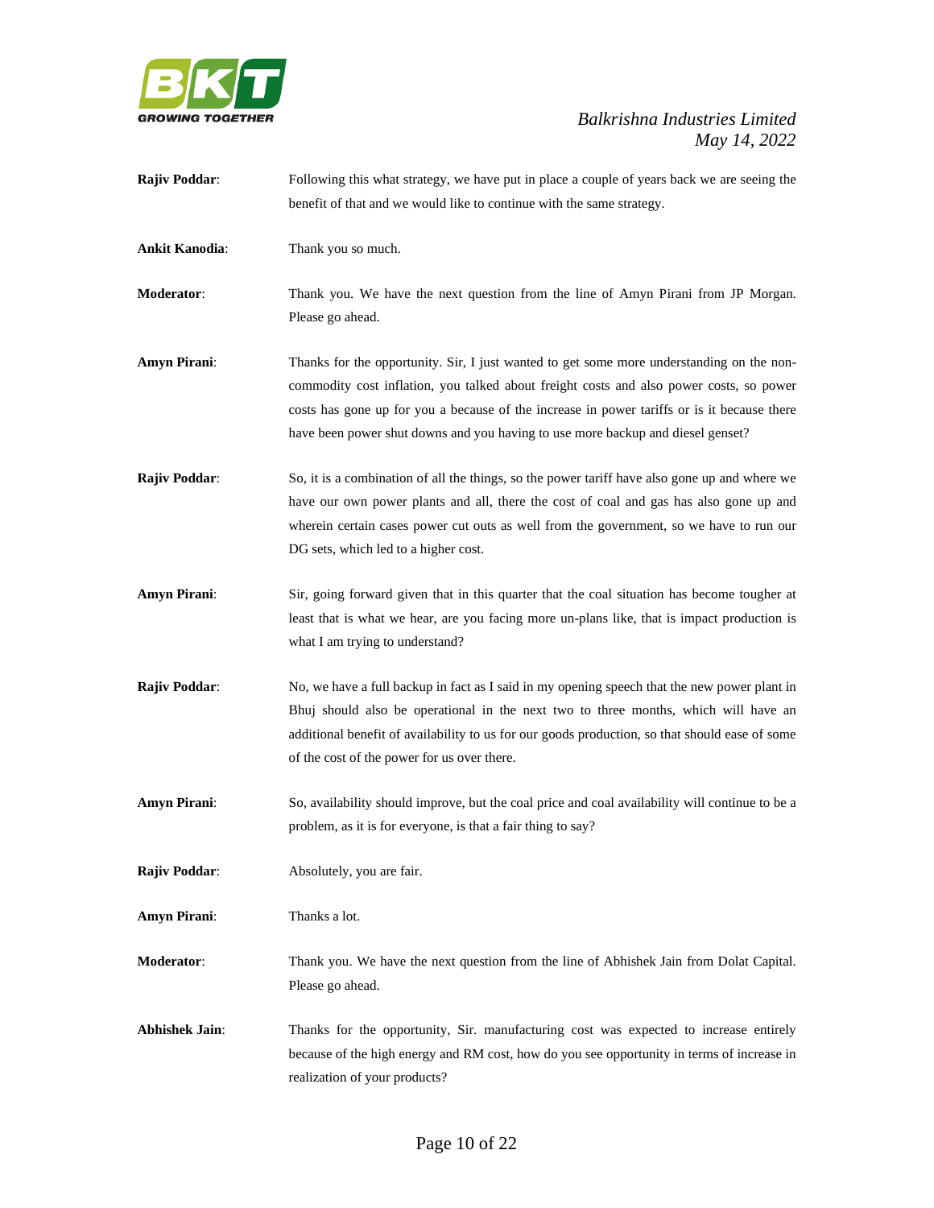**Rajiv Poddar**: Following this what strategy, we have put in place a couple of years back we are seeing the benefit of that and we would like to continue with the same strategy.

**Ankit Kanodia**: Thank you so much.

**Moderator**: Thank you. We have the next question from the line of Amyn Pirani from JP Morgan. Please go ahead.

**Amyn Pirani**: Thanks for the opportunity. Sir, I just wanted to get some more understanding on the non-commodity cost inflation, you talked about freight costs and also power costs, so power costs has gone up for you a because of the increase in power tariffs or is it because there have been power shut downs and you having to use more backup and diesel genset?

**Rajiv Poddar**: So, it is a combination of all the things, so the power tariff have also gone up and where we have our own power plants and all, there the cost of coal and gas has also gone up and wherein certain cases power cut outs as well from the government, so we have to run our DG sets, which led to a higher cost.

**Amyn Pirani**: Sir, going forward given that in this quarter that the coal situation has become tougher at least that is what we hear, are you facing more un-plans like, that is impact production is what I am trying to understand?

**Rajiv Poddar**: No, we have a full backup in fact as I said in my opening speech that the new power plant in Bhuj should also be operational in the next two to three months, which will have an additional benefit of availability to us for our goods production, so that should ease of some of the cost of the power for us over there.

**Amyn Pirani**: So, availability should improve, but the coal price and coal availability will continue to be a problem, as it is for everyone, is that a fair thing to say?

**Rajiv Poddar**: Absolutely, you are fair.

**Amyn Pirani**: Thanks a lot.

**Moderator**: Thank you. We have the next question from the line of Abhishek Jain from Dolat Capital. Please go ahead.

**Abhishek Jain**: Thanks for the opportunity, Sir. manufacturing cost was expected to increase entirely because of the high energy and RM cost, how do you see opportunity in terms of increase in realization of your products?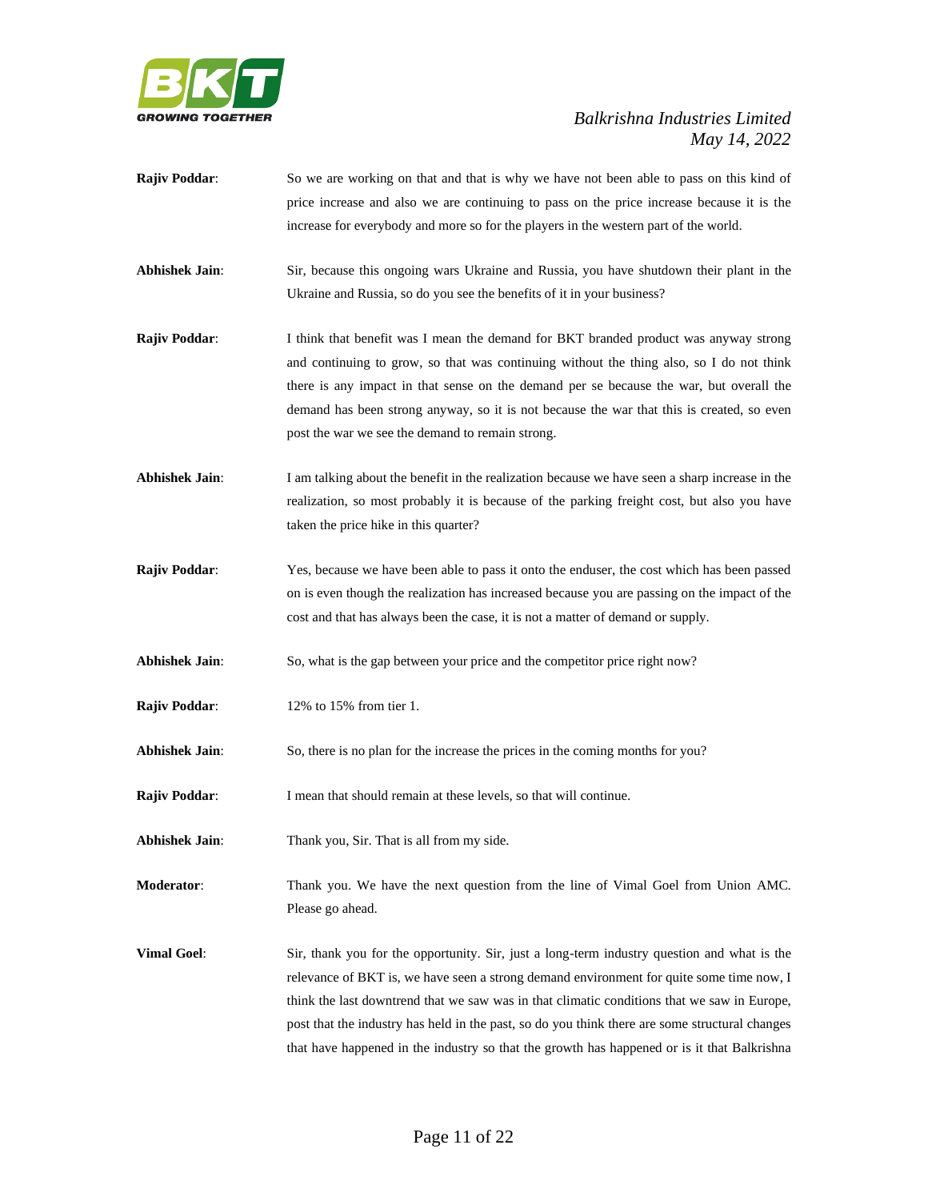**Rajiv Poddar**: So we are working on that and that is why we have not been able to pass on this kind of price increase and also we are continuing to pass on the price increase because it is the increase for everybody and more so for the players in the western part of the world.

**Abhishek Jain**: Sir, because this ongoing wars Ukraine and Russia, you have shutdown their plant in the Ukraine and Russia, so do you see the benefits of it in your business?

**Rajiv Poddar**: I think that benefit was I mean the demand for BKT branded product was anyway strong and continuing to grow, so that was continuing without the thing also, so I do not think there is any impact in that sense on the demand per se because the war, but overall the demand has been strong anyway, so it is not because the war that this is created, so even post the war we see the demand to remain strong.

**Abhishek Jain**: I am talking about the benefit in the realization because we have seen a sharp increase in the realization, so most probably it is because of the parking freight cost, but also you have taken the price hike in this quarter?

**Rajiv Poddar**: Yes, because we have been able to pass it onto the enduser, the cost which has been passed on is even though the realization has increased because you are passing on the impact of the cost and that has always been the case, it is not a matter of demand or supply.

**Abhishek Jain**: So, what is the gap between your price and the competitor price right now?

**Rajiv Poddar**: 12% to 15% from tier 1.

**Abhishek Jain**: So, there is no plan for the increase the prices in the coming months for you?

**Rajiv Poddar**: I mean that should remain at these levels, so that will continue.

**Abhishek Jain**: Thank you, Sir. That is all from my side.

**Moderator**: Thank you. We have the next question from the line of Vimal Goel from Union AMC. Please go ahead.

**Vimal Goel**: Sir, thank you for the opportunity. Sir, just a long-term industry question and what is the relevance of BKT is, we have seen a strong demand environment for quite some time now, I think the last downtrend that we saw was in that climatic conditions that we saw in Europe, post that the industry has held in the past, so do you think there are some structural changes that have happened in the industry so that the growth has happened or is it that Balkrishna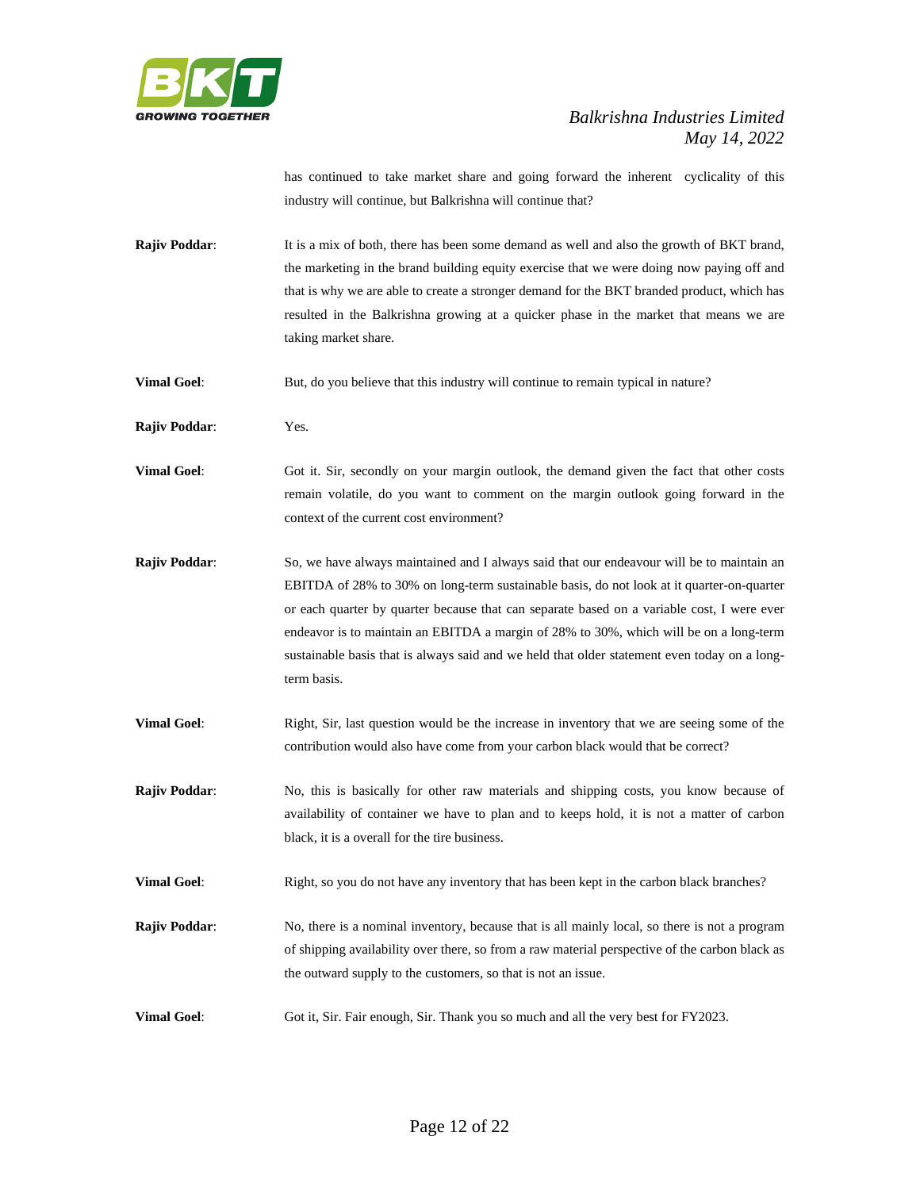has continued to take market share and going forward the inherent cyclicality of this industry will continue, but Balkrishna will continue that?

**Rajiv Poddar**: It is a mix of both, there has been some demand as well and also the growth of BKT brand, the marketing in the brand building equity exercise that we were doing now paying off and that is why we are able to create a stronger demand for the BKT branded product, which has resulted in the Balkrishna growing at a quicker phase in the market that means we are taking market share.

**Vimal Goel**: But, do you believe that this industry will continue to remain typical in nature?

**Rajiv Poddar**: Yes.

**Vimal Goel**: Got it. Sir, secondly on your margin outlook, the demand given the fact that other costs remain volatile, do you want to comment on the margin outlook going forward in the context of the current cost environment?

**Rajiv Poddar**: So, we have always maintained and I always said that our endeavour will be to maintain an EBITDA of 28% to 30% on long-term sustainable basis, do not look at it quarter-on-quarter or each quarter by quarter because that can separate based on a variable cost, I were ever endeavor is to maintain an EBITDA a margin of 28% to 30%, which will be on a long-term sustainable basis that is always said and we held that older statement even today on a long-term basis.

**Vimal Goel**: Right, Sir, last question would be the increase in inventory that we are seeing some of the contribution would also have come from your carbon black would that be correct?

**Rajiv Poddar**: No, this is basically for other raw materials and shipping costs, you know because of availability of container we have to plan and to keeps hold, it is not a matter of carbon black, it is a overall for the tire business.

**Vimal Goel**: Right, so you do not have any inventory that has been kept in the carbon black branches?

**Rajiv Poddar**: No, there is a nominal inventory, because that is all mainly local, so there is not a program of shipping availability over there, so from a raw material perspective of the carbon black as the outward supply to the customers, so that is not an issue.

**Vimal Goel**: Got it, Sir. Fair enough, Sir. Thank you so much and all the very best for FY2023.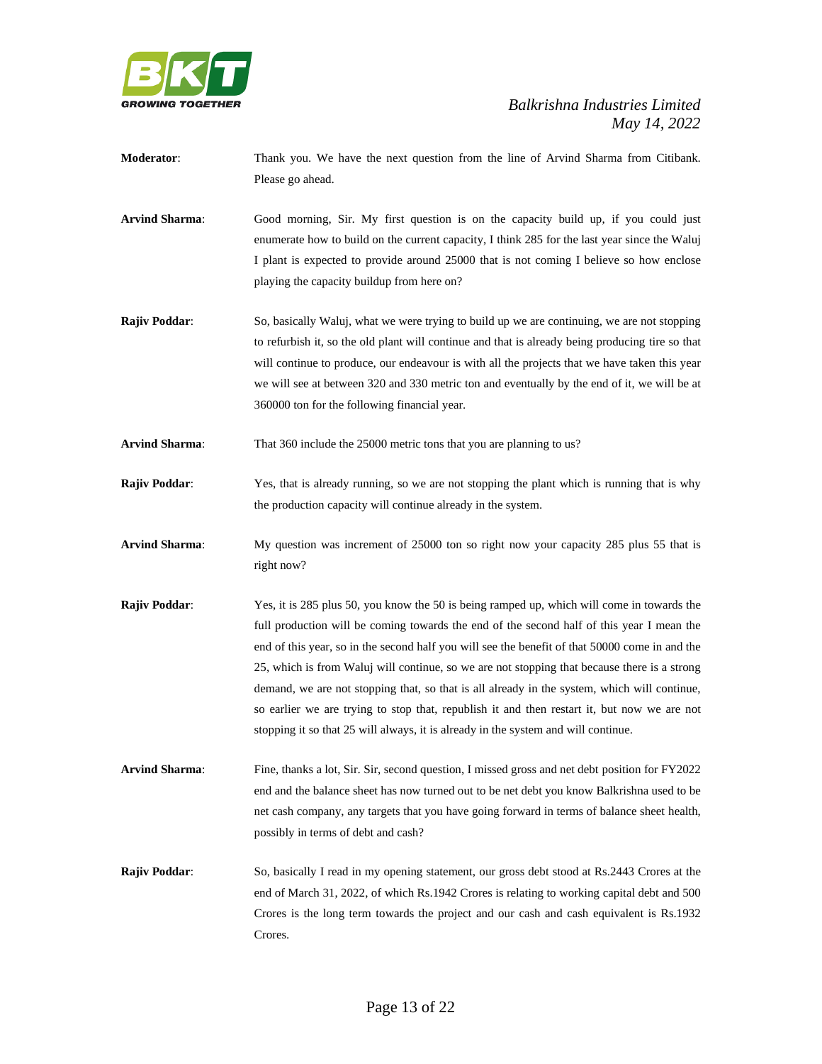**Moderator**: Thank you. We have the next question from the line of Arvind Sharma from Citibank. Please go ahead.

**Arvind Sharma**: Good morning, Sir. My first question is on the capacity build up, if you could just enumerate how to build on the current capacity, I think 285 for the last year since the Waluj I plant is expected to provide around 25000 that is not coming I believe so how enclose playing the capacity buildup from here on?

**Rajiv Poddar**: So, basically Waluj, what we were trying to build up we are continuing, we are not stopping to refurbish it, so the old plant will continue and that is already being producing tire so that will continue to produce, our endeavour is with all the projects that we have taken this year we will see at between 320 and 330 metric ton and eventually by the end of it, we will be at 360000 ton for the following financial year.

**Arvind Sharma**: That 360 include the 25000 metric tons that you are planning to us?

**Rajiv Poddar**: Yes, that is already running, so we are not stopping the plant which is running that is why the production capacity will continue already in the system.

**Arvind Sharma**: My question was increment of 25000 ton so right now your capacity 285 plus 55 that is right now?

**Rajiv Poddar**: Yes, it is 285 plus 50, you know the 50 is being ramped up, which will come in towards the full production will be coming towards the end of the second half of this year I mean the end of this year, so in the second half you will see the benefit of that 50000 come in and the 25, which is from Waluj will continue, so we are not stopping that because there is a strong demand, we are not stopping that, so that is all already in the system, which will continue, so earlier we are trying to stop that, republish it and then restart it, but now we are not stopping it so that 25 will always, it is already in the system and will continue.

**Arvind Sharma**: Fine, thanks a lot, Sir. Sir, second question, I missed gross and net debt position for FY2022 end and the balance sheet has now turned out to be net debt you know Balkrishna used to be net cash company, any targets that you have going forward in terms of balance sheet health, possibly in terms of debt and cash?

**Rajiv Poddar**: So, basically I read in my opening statement, our gross debt stood at Rs.2443 Crores at the end of March 31, 2022, of which Rs.1942 Crores is relating to working capital debt and 500 Crores is the long term towards the project and our cash and cash equivalent is Rs.1932 Crores.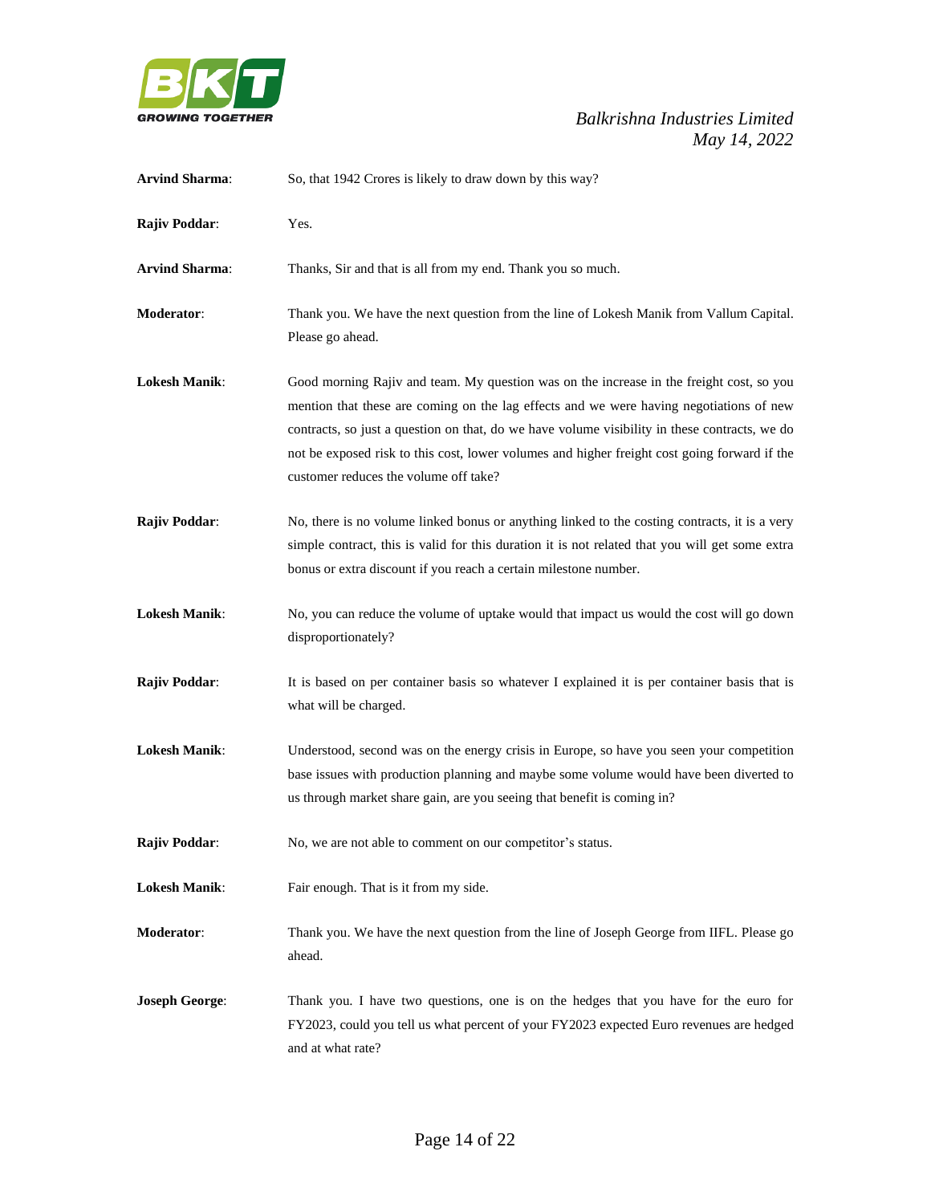**Arvind Sharma**: So, that 1942 Crores is likely to draw down by this way?

**Rajiv Poddar**: Yes.

**Arvind Sharma**: Thanks, Sir and that is all from my end. Thank you so much.

**Moderator**: Thank you. We have the next question from the line of Lokesh Manik from Vallum Capital. Please go ahead.

**Lokesh Manik**: Good morning Rajiv and team. My question was on the increase in the freight cost, so you mention that these are coming on the lag effects and we were having negotiations of new contracts, so just a question on that, do we have volume visibility in these contracts, we do not be exposed risk to this cost, lower volumes and higher freight cost going forward if the customer reduces the volume off take?

**Rajiv Poddar**: No, there is no volume linked bonus or anything linked to the costing contracts, it is a very simple contract, this is valid for this duration it is not related that you will get some extra bonus or extra discount if you reach a certain milestone number.

**Lokesh Manik**: No, you can reduce the volume of uptake would that impact us would the cost will go down disproportionately?

**Rajiv Poddar**: It is based on per container basis so whatever I explained it is per container basis that is what will be charged.

**Lokesh Manik**: Understood, second was on the energy crisis in Europe, so have you seen your competition base issues with production planning and maybe some volume would have been diverted to us through market share gain, are you seeing that benefit is coming in?

**Rajiv Poddar**: No, we are not able to comment on our competitor's status.

**Lokesh Manik**: Fair enough. That is it from my side.

**Moderator**: Thank you. We have the next question from the line of Joseph George from IIFL. Please go ahead.

**Joseph George**: Thank you. I have two questions, one is on the hedges that you have for the euro for FY2023, could you tell us what percent of your FY2023 expected Euro revenues are hedged and at what rate?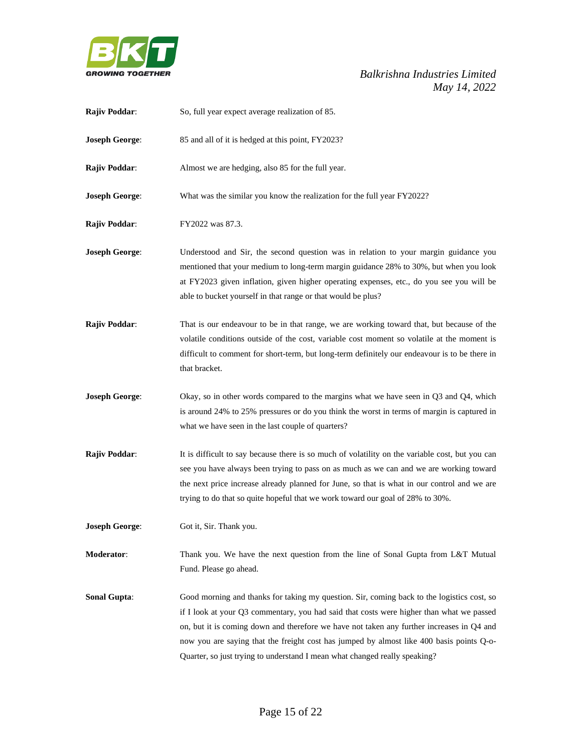**Rajiv Poddar**: So, full year expect average realization of 85.

**Joseph George**: 85 and all of it is hedged at this point, FY2023?

**Rajiv Poddar**: Almost we are hedging, also 85 for the full year.

**Joseph George**: What was the similar you know the realization for the full year FY2022?

**Rajiv Poddar**: FY2022 was 87.3.

**Joseph George**: Understood and Sir, the second question was in relation to your margin guidance you mentioned that your medium to long-term margin guidance 28% to 30%, but when you look at FY2023 given inflation, given higher operating expenses, etc., do you see you will be able to bucket yourself in that range or that would be plus?

**Rajiv Poddar**: That is our endeavour to be in that range, we are working toward that, but because of the volatile conditions outside of the cost, variable cost moment so volatile at the moment is difficult to comment for short-term, but long-term definitely our endeavour is to be there in that bracket.

**Joseph George**: Okay, so in other words compared to the margins what we have seen in Q3 and Q4, which is around 24% to 25% pressures or do you think the worst in terms of margin is captured in what we have seen in the last couple of quarters?

**Rajiv Poddar**: It is difficult to say because there is so much of volatility on the variable cost, but you can see you have always been trying to pass on as much as we can and we are working toward the next price increase already planned for June, so that is what in our control and we are trying to do that so quite hopeful that we work toward our goal of 28% to 30%.

**Joseph George**: Got it, Sir. Thank you.

**Moderator**: Thank you. We have the next question from the line of Sonal Gupta from L&T Mutual Fund. Please go ahead.

**Sonal Gupta**: Good morning and thanks for taking my question. Sir, coming back to the logistics cost, so if I look at your Q3 commentary, you had said that costs were higher than what we passed on, but it is coming down and therefore we have not taken any further increases in Q4 and now you are saying that the freight cost has jumped by almost like 400 basis points Q-o-Quarter, so just trying to understand I mean what changed really speaking?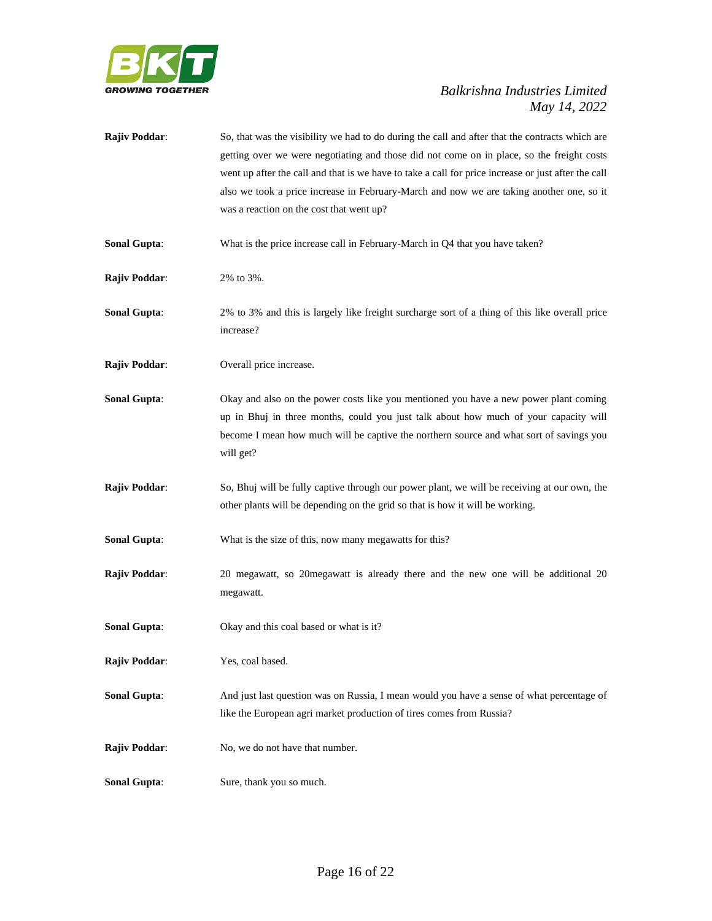**Rajiv Poddar**: So, that was the visibility we had to do during the call and after that the contracts which are getting over we were negotiating and those did not come on in place, so the freight costs went up after the call and that is we have to take a call for price increase or just after the call also we took a price increase in February-March and now we are taking another one, so it was a reaction on the cost that went up?

**Sonal Gupta**: What is the price increase call in February-March in Q4 that you have taken?

**Rajiv Poddar**: 2% to 3%.

**Sonal Gupta**: 2% to 3% and this is largely like freight surcharge sort of a thing of this like overall price increase?

**Rajiv Poddar**: Overall price increase.

**Sonal Gupta**: Okay and also on the power costs like you mentioned you have a new power plant coming up in Bhuj in three months, could you just talk about how much of your capacity will become I mean how much will be captive the northern source and what sort of savings you will get?

**Rajiv Poddar**: So, Bhuj will be fully captive through our power plant, we will be receiving at our own, the other plants will be depending on the grid so that is how it will be working.

**Sonal Gupta**: What is the size of this, now many megawatts for this?

**Rajiv Poddar**: 20 megawatt, so 20megawatt is already there and the new one will be additional 20 megawatt.

**Sonal Gupta**: Okay and this coal based or what is it?

**Rajiv Poddar**: Yes, coal based.

**Sonal Gupta**: And just last question was on Russia, I mean would you have a sense of what percentage of like the European agri market production of tires comes from Russia?

**Rajiv Poddar**: No, we do not have that number.

**Sonal Gupta**: Sure, thank you so much.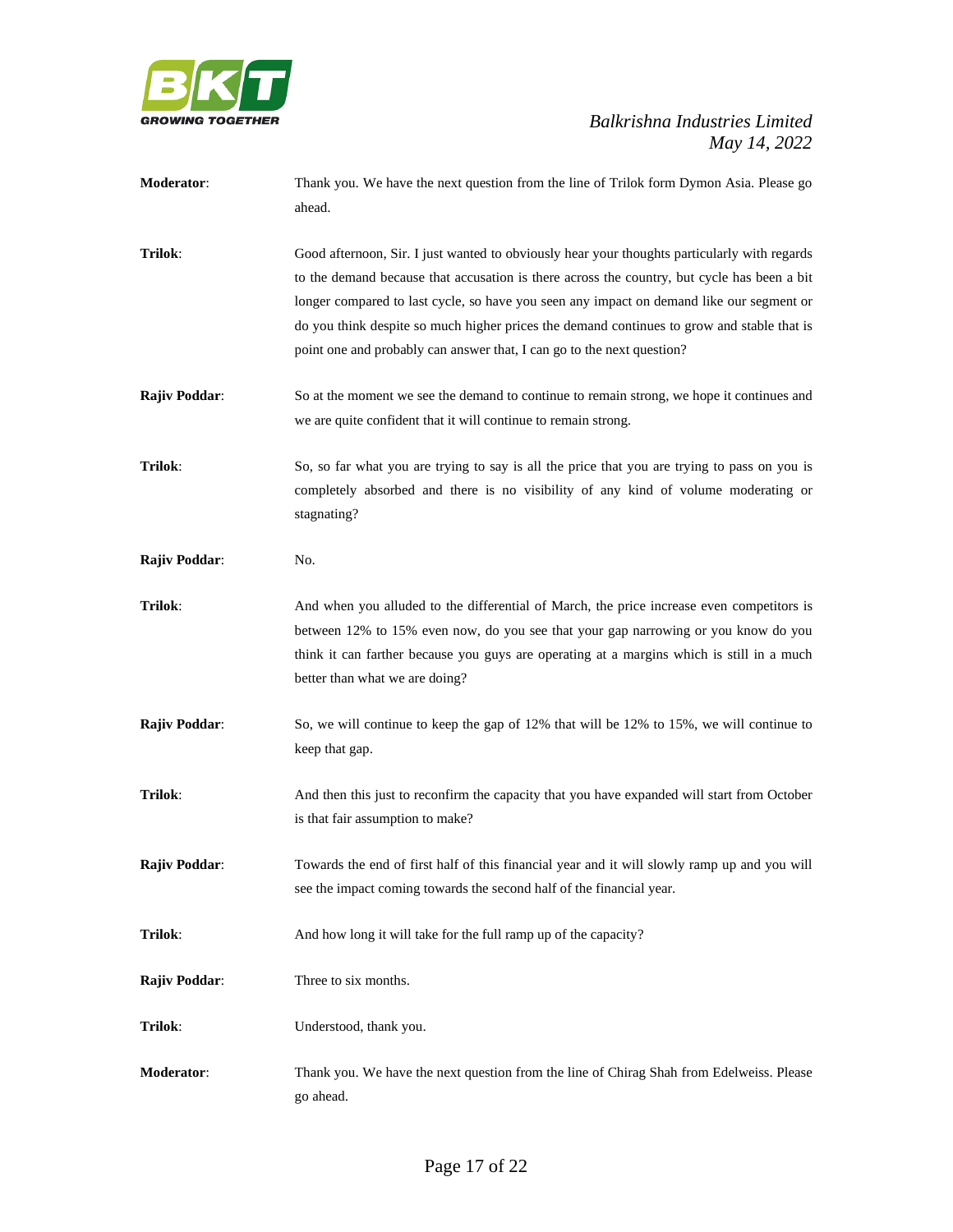**Moderator**: Thank you. We have the next question from the line of Trilok form Dymon Asia. Please go ahead.

**Trilok**: Good afternoon, Sir. I just wanted to obviously hear your thoughts particularly with regards to the demand because that accusation is there across the country, but cycle has been a bit longer compared to last cycle, so have you seen any impact on demand like our segment or do you think despite so much higher prices the demand continues to grow and stable that is point one and probably can answer that, I can go to the next question?

**Rajiv Poddar**: So at the moment we see the demand to continue to remain strong, we hope it continues and we are quite confident that it will continue to remain strong.

**Trilok**: So, so far what you are trying to say is all the price that you are trying to pass on you is completely absorbed and there is no visibility of any kind of volume moderating or stagnating?

**Rajiv Poddar**: No.

**Trilok**: And when you alluded to the differential of March, the price increase even competitors is between 12% to 15% even now, do you see that your gap narrowing or you know do you think it can farther because you guys are operating at a margins which is still in a much better than what we are doing?

**Rajiv Poddar**: So, we will continue to keep the gap of 12% that will be 12% to 15%, we will continue to keep that gap.

**Trilok**: And then this just to reconfirm the capacity that you have expanded will start from October is that fair assumption to make?

**Rajiv Poddar**: Towards the end of first half of this financial year and it will slowly ramp up and you will see the impact coming towards the second half of the financial year.

**Trilok**: And how long it will take for the full ramp up of the capacity?

**Rajiv Poddar**: Three to six months.

**Trilok**: Understood, thank you.

**Moderator**: Thank you. We have the next question from the line of Chirag Shah from Edelweiss. Please go ahead.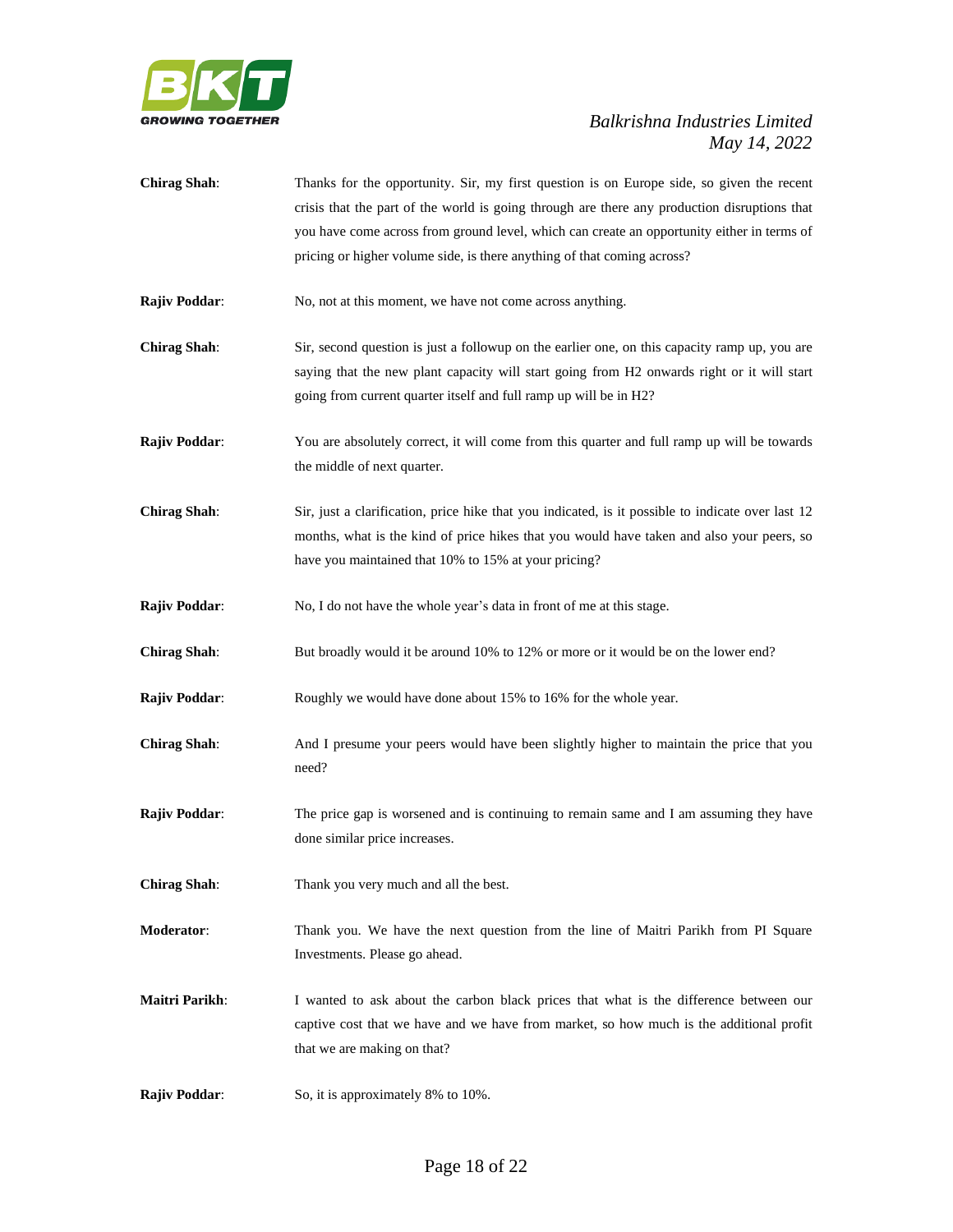**Chirag Shah**: Thanks for the opportunity. Sir, my first question is on Europe side, so given the recent crisis that the part of the world is going through are there any production disruptions that you have come across from ground level, which can create an opportunity either in terms of pricing or higher volume side, is there anything of that coming across?

**Rajiv Poddar**: No, not at this moment, we have not come across anything.

**Chirag Shah**: Sir, second question is just a followup on the earlier one, on this capacity ramp up, you are saying that the new plant capacity will start going from H2 onwards right or it will start going from current quarter itself and full ramp up will be in H2?

**Rajiv Poddar**: You are absolutely correct, it will come from this quarter and full ramp up will be towards the middle of next quarter.

**Chirag Shah**: Sir, just a clarification, price hike that you indicated, is it possible to indicate over last 12 months, what is the kind of price hikes that you would have taken and also your peers, so have you maintained that 10% to 15% at your pricing?

**Rajiv Poddar**: No, I do not have the whole year's data in front of me at this stage.

**Chirag Shah**: But broadly would it be around 10% to 12% or more or it would be on the lower end?

**Rajiv Poddar**: Roughly we would have done about 15% to 16% for the whole year.

**Chirag Shah**: And I presume your peers would have been slightly higher to maintain the price that you need?

**Rajiv Poddar**: The price gap is worsened and is continuing to remain same and I am assuming they have done similar price increases.

**Chirag Shah**: Thank you very much and all the best.

**Moderator**: Thank you. We have the next question from the line of Maitri Parikh from PI Square Investments. Please go ahead.

**Maitri Parikh**: I wanted to ask about the carbon black prices that what is the difference between our captive cost that we have and we have from market, so how much is the additional profit that we are making on that?

**Rajiv Poddar**: So, it is approximately 8% to 10%.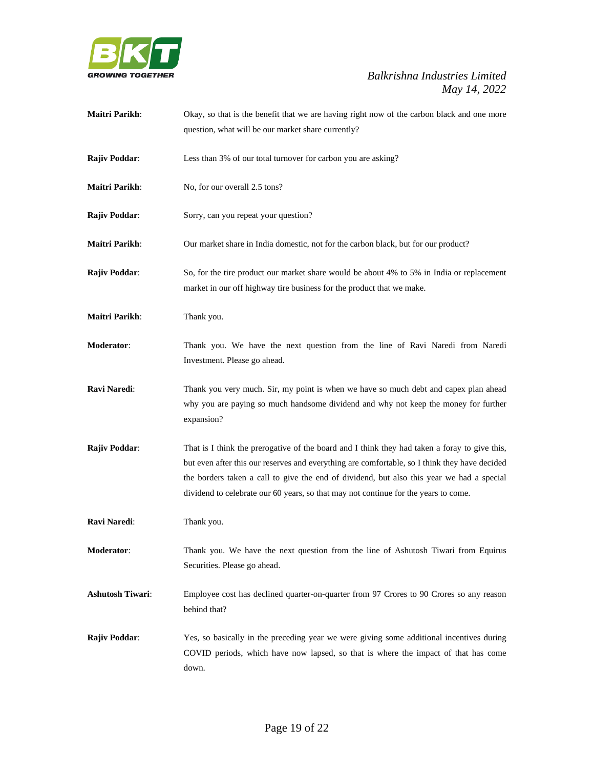**Maitri Parikh**: Okay, so that is the benefit that we are having right now of the carbon black and one more question, what will be our market share currently?

**Rajiv Poddar**: Less than 3% of our total turnover for carbon you are asking?

**Maitri Parikh**: No, for our overall 2.5 tons?

**Rajiv Poddar**: Sorry, can you repeat your question?

**Maitri Parikh**: Our market share in India domestic, not for the carbon black, but for our product?

**Rajiv Poddar**: So, for the tire product our market share would be about 4% to 5% in India or replacement market in our off highway tire business for the product that we make.

**Maitri Parikh**: Thank you.

**Moderator**: Thank you. We have the next question from the line of Ravi Naredi from Naredi Investment. Please go ahead.

**Ravi Naredi**: Thank you very much. Sir, my point is when we have so much debt and capex plan ahead why you are paying so much handsome dividend and why not keep the money for further expansion?

**Rajiv Poddar**: That is I think the prerogative of the board and I think they had taken a foray to give this, but even after this our reserves and everything are comfortable, so I think they have decided the borders taken a call to give the end of dividend, but also this year we had a special dividend to celebrate our 60 years, so that may not continue for the years to come.

**Ravi Naredi**: Thank you.

**Moderator**: Thank you. We have the next question from the line of Ashutosh Tiwari from Equirus Securities. Please go ahead.

**Ashutosh Tiwari**: Employee cost has declined quarter-on-quarter from 97 Crores to 90 Crores so any reason behind that?

**Rajiv Poddar**: Yes, so basically in the preceding year we were giving some additional incentives during COVID periods, which have now lapsed, so that is where the impact of that has come down.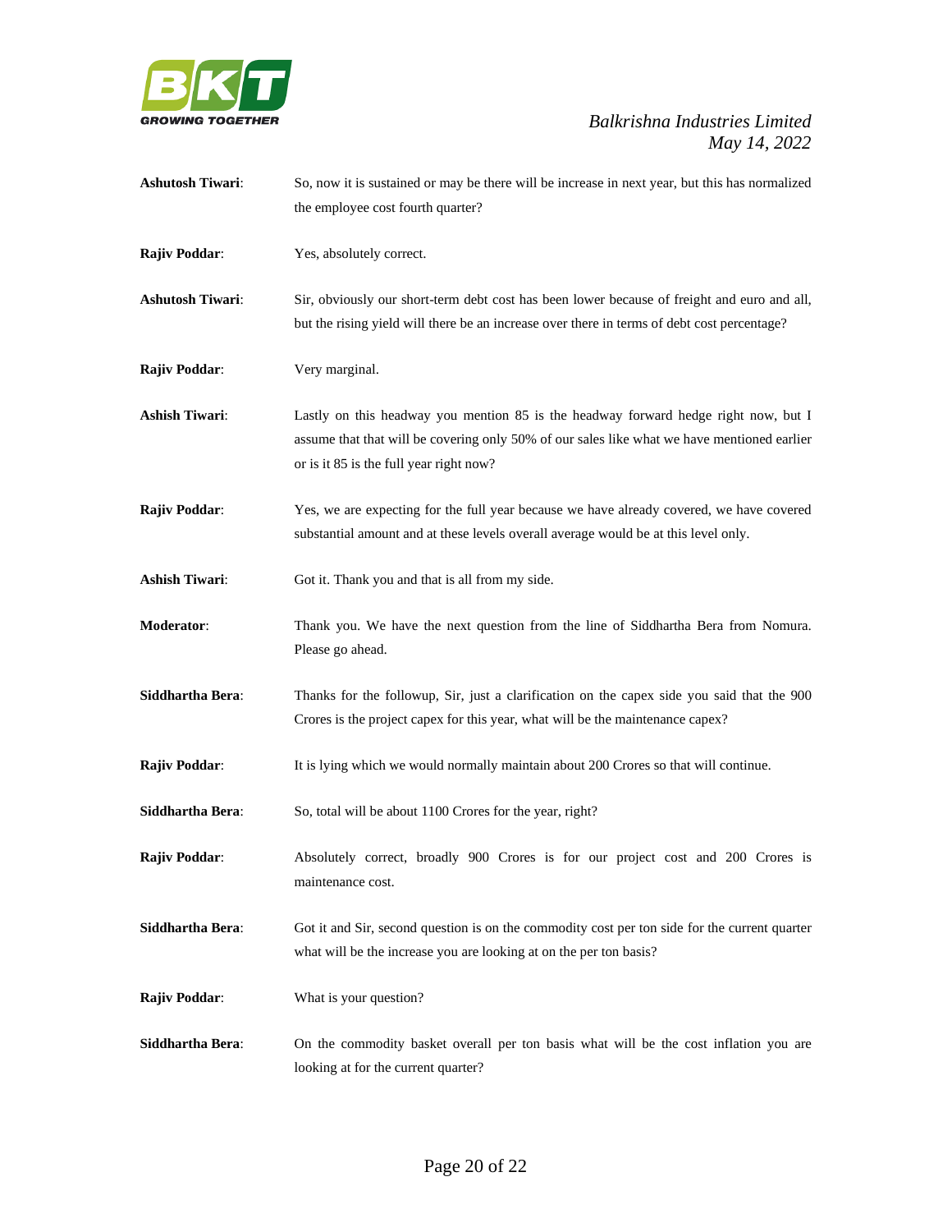**Ashutosh Tiwari**: So, now it is sustained or may be there will be increase in next year, but this has normalized the employee cost fourth quarter?

**Rajiv Poddar**: Yes, absolutely correct.

**Ashutosh Tiwari**: Sir, obviously our short-term debt cost has been lower because of freight and euro and all, but the rising yield will there be an increase over there in terms of debt cost percentage?

**Rajiv Poddar**: Very marginal.

**Ashish Tiwari**: Lastly on this headway you mention 85 is the headway forward hedge right now, but I assume that that will be covering only 50% of our sales like what we have mentioned earlier or is it 85 is the full year right now?

**Rajiv Poddar**: Yes, we are expecting for the full year because we have already covered, we have covered substantial amount and at these levels overall average would be at this level only.

**Ashish Tiwari**: Got it. Thank you and that is all from my side.

**Moderator**: Thank you. We have the next question from the line of Siddhartha Bera from Nomura. Please go ahead.

**Siddhartha Bera**: Thanks for the followup, Sir, just a clarification on the capex side you said that the 900 Crores is the project capex for this year, what will be the maintenance capex?

**Rajiv Poddar**: It is lying which we would normally maintain about 200 Crores so that will continue.

**Siddhartha Bera**: So, total will be about 1100 Crores for the year, right?

**Rajiv Poddar**: Absolutely correct, broadly 900 Crores is for our project cost and 200 Crores is maintenance cost.

**Siddhartha Bera**: Got it and Sir, second question is on the commodity cost per ton side for the current quarter what will be the increase you are looking at on the per ton basis?

**Rajiv Poddar**: What is your question?

**Siddhartha Bera**: On the commodity basket overall per ton basis what will be the cost inflation you are looking at for the current quarter?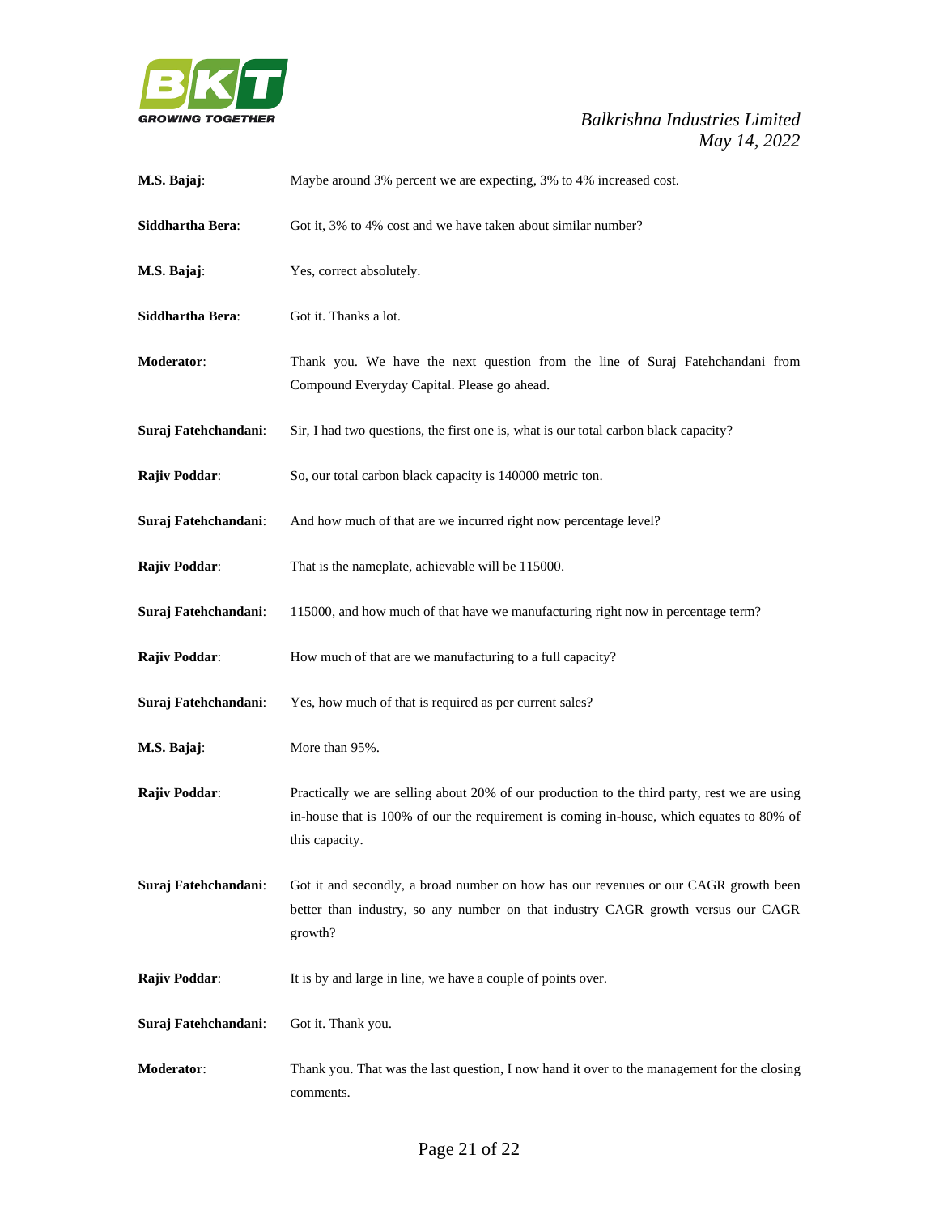**M.S. Bajaj**: Maybe around 3% percent we are expecting, 3% to 4% increased cost.

**Siddhartha Bera**: Got it, 3% to 4% cost and we have taken about similar number?

**M.S. Bajaj**: Yes, correct absolutely.

**Siddhartha Bera**: Got it. Thanks a lot.

**Moderator**: Thank you. We have the next question from the line of Suraj Fatehchandani from Compound Everyday Capital. Please go ahead.

**Suraj Fatehchandani**: Sir, I had two questions, the first one is, what is our total carbon black capacity?

**Rajiv Poddar**: So, our total carbon black capacity is 140000 metric ton.

**Suraj Fatehchandani**: And how much of that are we incurred right now percentage level?

**Rajiv Poddar**: That is the nameplate, achievable will be 115000.

**Suraj Fatehchandani**: 115000, and how much of that have we manufacturing right now in percentage term?

**Rajiv Poddar**: How much of that are we manufacturing to a full capacity?

**Suraj Fatehchandani**: Yes, how much of that is required as per current sales?

**M.S. Bajaj**: More than 95%.

**Rajiv Poddar**: Practically we are selling about 20% of our production to the third party, rest we are using in-house that is 100% of our the requirement is coming in-house, which equates to 80% of this capacity.

**Suraj Fatehchandani**: Got it and secondly, a broad number on how has our revenues or our CAGR growth been better than industry, so any number on that industry CAGR growth versus our CAGR growth?

**Rajiv Poddar**: It is by and large in line, we have a couple of points over.

**Suraj Fatehchandani**: Got it. Thank you.

**Moderator**: Thank you. That was the last question, I now hand it over to the management for the closing comments.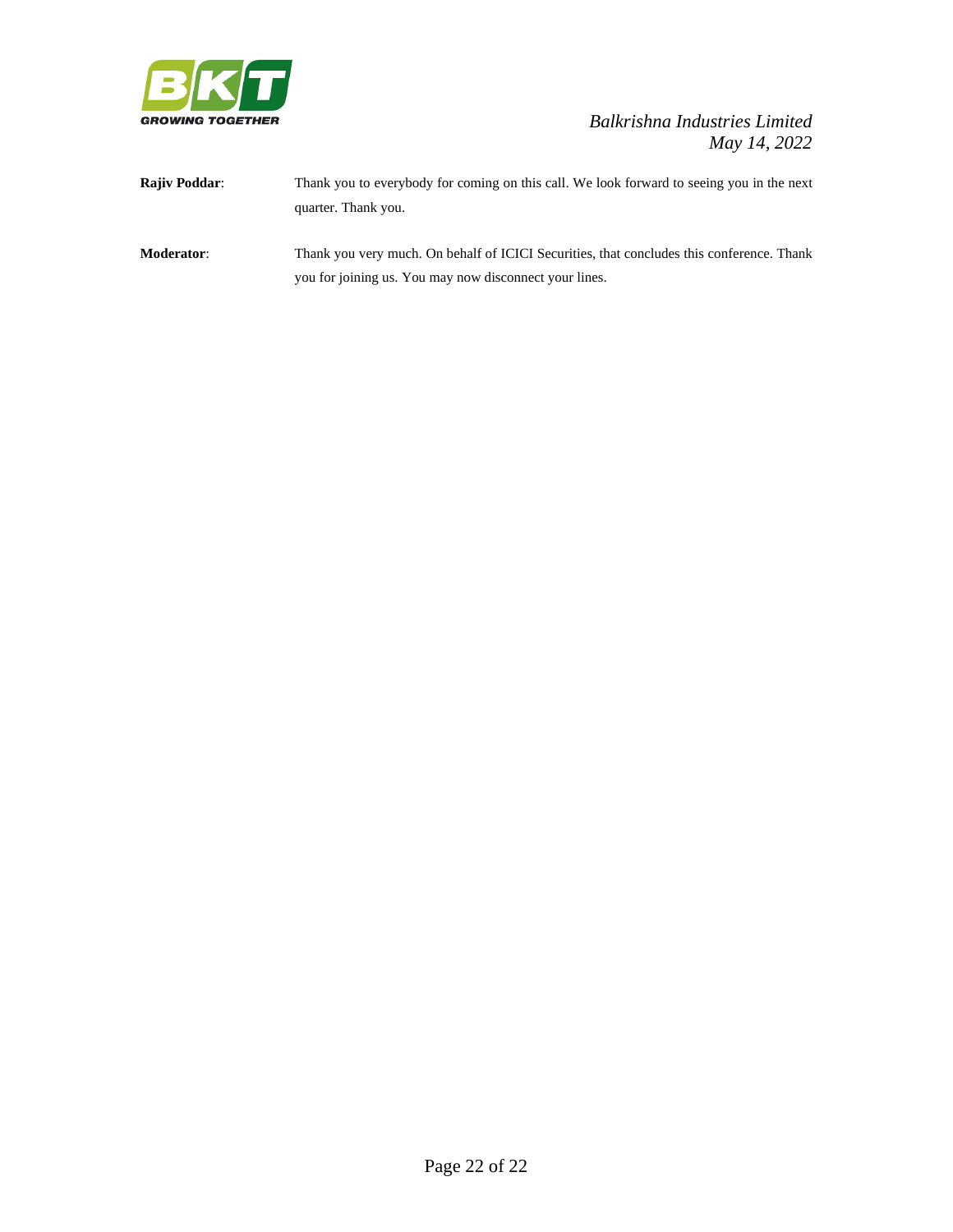**Rajiv Poddar**: Thank you to everybody for coming on this call. We look forward to seeing you in the next quarter. Thank you.

**Moderator**: Thank you very much. On behalf of ICICI Securities, that concludes this conference. Thank you for joining us. You may now disconnect your lines.